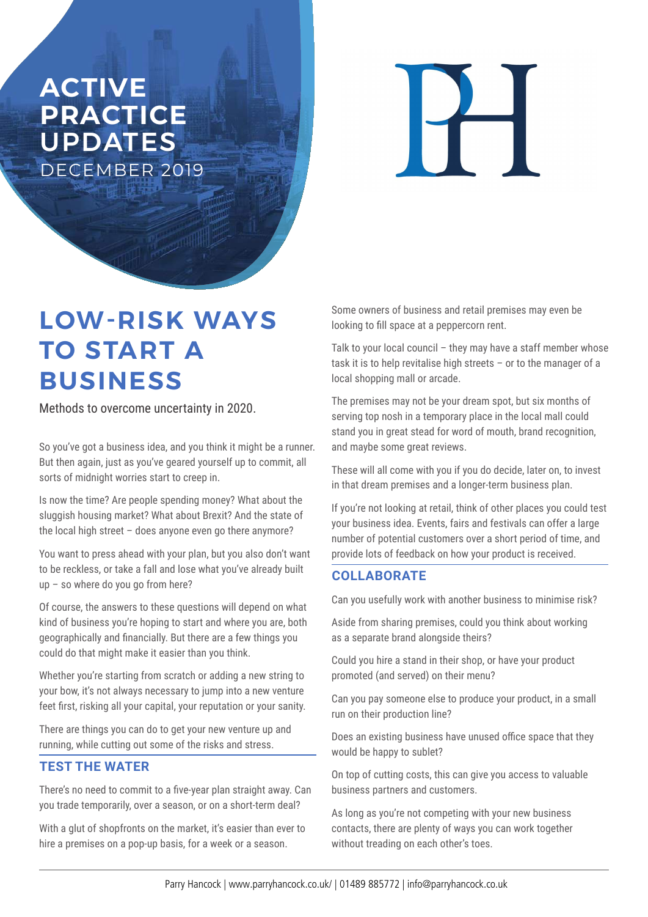# ACTIVE PRACTICE UPDATES

DECEMBER 2019

## LOW-RISK WAYS TO START A BUSINESS

Methods to overcome uncertainty in 2020.

So you've got a business idea, and you think it might be a runner. But then again, just as you've geared yourself up to commit, all sorts of midnight worries start to creep in.

Is now the time? Are people spending money? What about the sluggish housing market? What about Brexit? And the state of the local high street – does anyone even go there anymore?

You want to press ahead with your plan, but you also don't want to be reckless, or take a fall and lose what you've already built up – so where do you go from here?

Of course, the answers to these questions will depend on what kind of business you're hoping to start and where you are, both geographically and financially. But there are a few things you could do that might make it easier than you think.

Whether you're starting from scratch or adding a new string to your bow, it's not always necessary to jump into a new venture feet first, risking all your capital, your reputation or your sanity.

There are things you can do to get your new venture up and running, while cutting out some of the risks and stress.

### TEST THE WATER

There's no need to commit to a five-year plan straight away. Can you trade temporarily, over a season, or on a short-term deal?

With a glut of shopfronts on the market, it's easier than ever to hire a premises on a pop-up basis, for a week or a season.

Some owners of business and retail premises may even be looking to fill space at a peppercorn rent.

Talk to your local council – they may have a staff member whose task it is to help revitalise high streets – or to the manager of a local shopping mall or arcade.

The premises may not be your dream spot, but six months of serving top nosh in a temporary place in the local mall could stand you in great stead for word of mouth, brand recognition, and maybe some great reviews.

These will all come with you if you do decide, later on, to invest in that dream premises and a longer-term business plan.

If you're not looking at retail, think of other places you could test your business idea. Events, fairs and festivals can offer a large number of potential customers over a short period of time, and provide lots of feedback on how your product is received.

### COLLABORATE

Can you usefully work with another business to minimise risk?

Aside from sharing premises, could you think about working as a separate brand alongside theirs?

Could you hire a stand in their shop, or have your product promoted (and served) on their menu?

Can you pay someone else to produce your product, in a small run on their production line?

Does an existing business have unused office space that they would be happy to sublet?

On top of cutting costs, this can give you access to valuable business partners and customers.

As long as you're not competing with your new business contacts, there are plenty of ways you can work together without treading on each other's toes.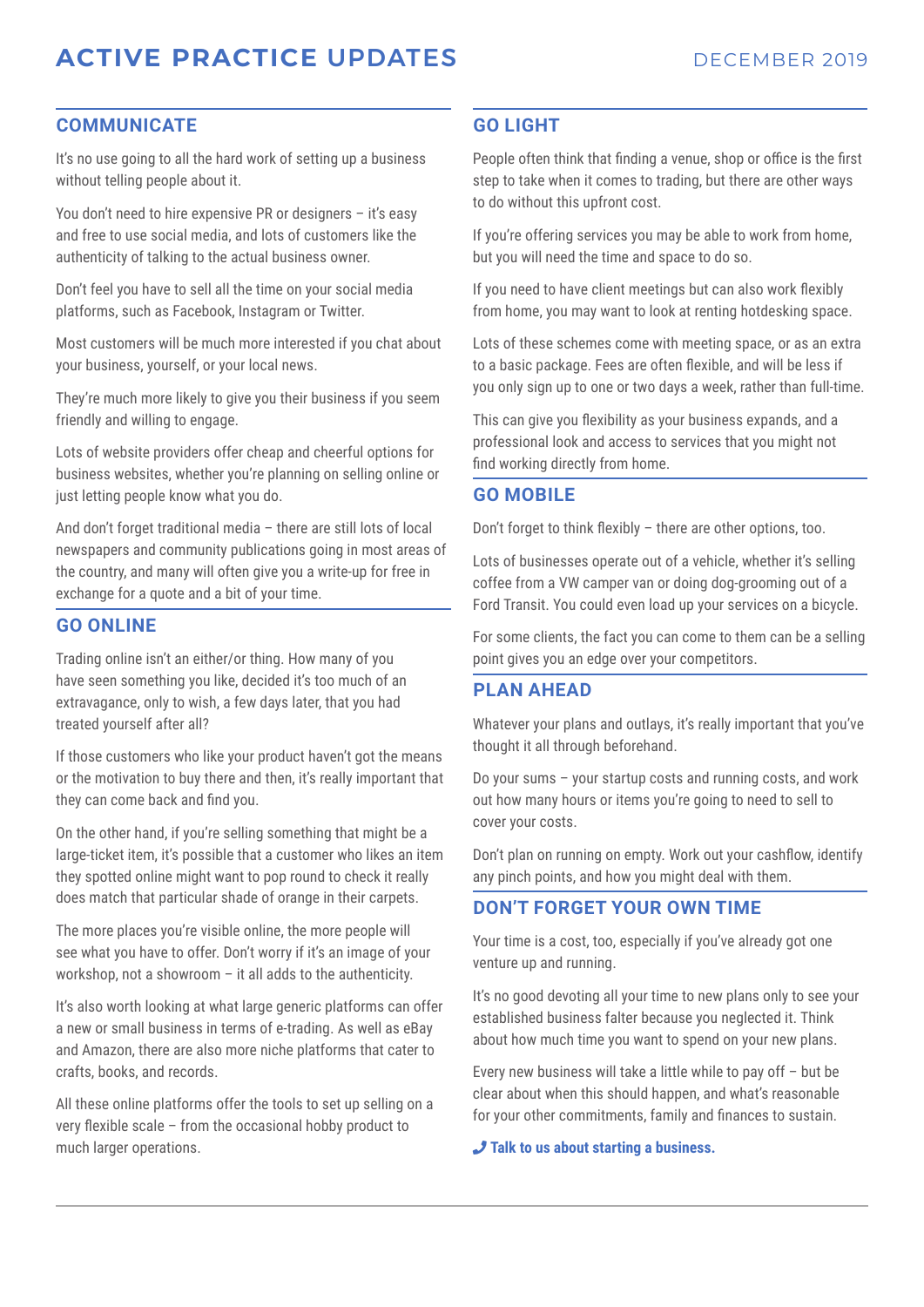# ACTIVE PRACTICE UPDATES

DECEMBER 2019

## COMMUNICATE

It's no use going to all the hard work of setting up a business without telling people about it.

You don't need to hire expensive PR or designers – it's easy and free to use social media, and lots of customers like the authenticity of talking to the actual business owner.

Don't feel you have to sell all the time on your social media platforms, such as Facebook, Instagram or Twitter.

Most customers will be much more interested if you chat about your business, yourself, or your local news.

They're much more likely to give you their business if you seem friendly and willing to engage.

Lots of website providers offer cheap and cheerful options for business websites, whether you're planning on selling online or just letting people know what you do.

And don't forget traditional media – there are still lots of local newspapers and community publications going in most areas of the country, and many will often give you a write-up for free in exchange for a quote and a bit of your time.

## GO ONLINE

Trading online isn't an either/or thing. How many of you have seen something you like, decided it's too much of an extravagance, only to wish, a few days later, that you had treated yourself after all?

If those customers who like your product haven't got the means or the motivation to buy there and then, it's really important that they can come back and find you.

On the other hand, if you're selling something that might be a large-ticket item, it's possible that a customer who likes an item they spotted online might want to pop round to check it really does match that particular shade of orange in their carpets.

The more places you're visible online, the more people will see what you have to offer. Don't worry if it's an image of your workshop, not a showroom – it all adds to the authenticity.

It's also worth looking at what large generic platforms can offer a new or small business in terms of e-trading. As well as eBay and Amazon, there are also more niche platforms that cater to crafts, books, and records.

All these online platforms offer the tools to set up selling on a very flexible scale – from the occasional hobby product to much larger operations.

## GO LIGHT

People often think that finding a venue, shop or office is the first step to take when it comes to trading, but there are other ways to do without this upfront cost.

If you're offering services you may be able to work from home, but you will need the time and space to do so.

If you need to have client meetings but can also work flexibly from home, you may want to look at renting hotdesking space.

Lots of these schemes come with meeting space, or as an extra to a basic package. Fees are often flexible, and will be less if you only sign up to one or two days a week, rather than full-time.

This can give you flexibility as your business expands, and a professional look and access to services that you might not find working directly from home.

## GO MOBILE

Don't forget to think flexibly – there are other options, too.

Lots of businesses operate out of a vehicle, whether it's selling coffee from a VW camper van or doing dog-grooming out of a Ford Transit. You could even load up your services on a bicycle.

For some clients, the fact you can come to them can be a selling point gives you an edge over your competitors.

## PLAN AHEAD

Whatever your plans and outlays, it's really important that you've thought it all through beforehand.

Do your sums – your startup costs and running costs, and work out how many hours or items you're going to need to sell to cover your costs.

Don't plan on running on empty. Work out your cashflow, identify any pinch points, and how you might deal with them.

## DON'T FORGET YOUR OWN TIME

Your time is a cost, too, especially if you've already got one venture up and running.

It's no good devoting all your time to new plans only to see your established business falter because you neglected it. Think about how much time you want to spend on your new plans.

Every new business will take a little while to pay off – but be clear about when this should happen, and what's reasonable for your other commitments, family and finances to sustain.

**Talk to us about starting a business.**